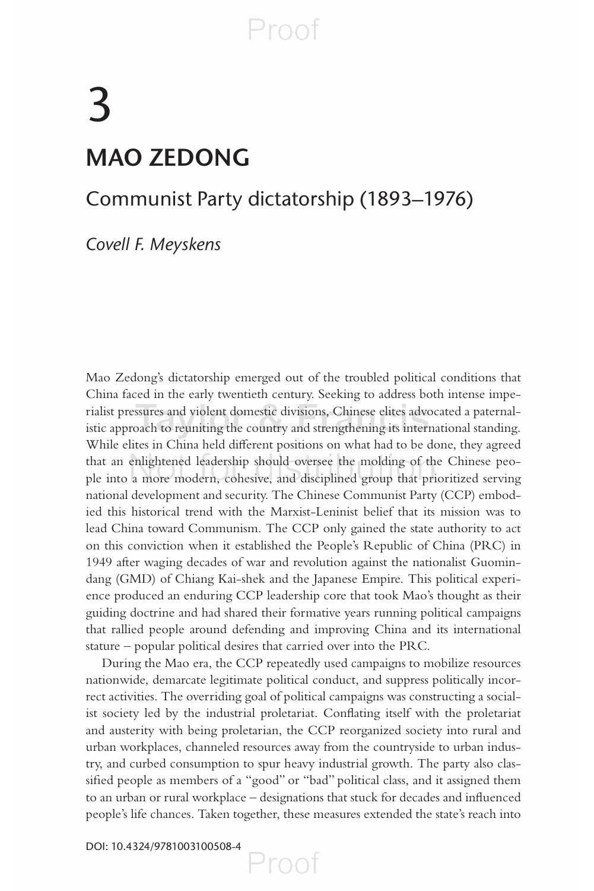# 3

# MAO ZEDONG

## Communist Party dictatorship (1893–1976)

*Covell F. Meyskens*

Mao Zedong's dictatorship emerged out of the troubled political conditions that China faced in the early twentieth century. Seeking to address both intense imperialist pressures and violent domestic divisions, Chinese elites advocated a paternalistic approach to reuniting the country and strengthening its international standing. While elites in China held different positions on what had to be done, they agreed that an enlightened leadership should oversee the molding of the Chinese people into a more modern, cohesive, and disciplined group that prioritized serving national development and security. The Chinese Communist Party (CCP) embodied this historical trend with the Marxist-Leninist belief that its mission was to lead China toward Communism. The CCP only gained the state authority to act on this conviction when it established the People's Republic of China (PRC) in 1949 after waging decades of war and revolution against the nationalist Guomindang (GMD) of Chiang Kai-shek and the Japanese Empire. This political experience produced an enduring CCP leadership core that took Mao's thought as their guiding doctrine and had shared their formative years running political campaigns that rallied people around defending and improving China and its international stature – popular political desires that carried over into the PRC.

During the Mao era, the CCP repeatedly used campaigns to mobilize resources nationwide, demarcate legitimate political conduct, and suppress politically incorrect activities. The overriding goal of political campaigns was constructing a socialist society led by the industrial proletariat. Conflating itself with the proletariat and austerity with being proletarian, the CCP reorganized society into rural and urban workplaces, channeled resources away from the countryside to urban industry, and curbed consumption to spur heavy industrial growth. The party also classified people as members of a "good" or "bad" political class, and it assigned them to an urban or rural workplace – designations that stuck for decades and influenced people's life chances. Taken together, these measures extended the state's reach into

DOI: 10.4324/9781003100508-4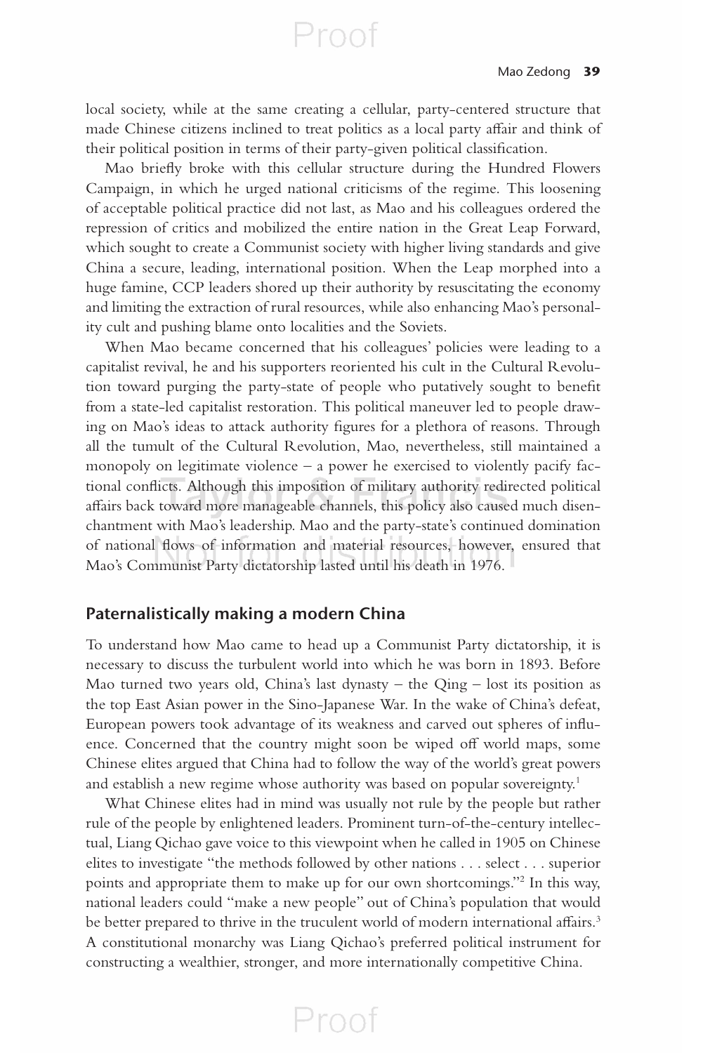local society, while at the same creating a cellular, party-centered structure that made Chinese citizens inclined to treat politics as a local party affair and think of their political position in terms of their party-given political classification.

Mao briefly broke with this cellular structure during the Hundred Flowers Campaign, in which he urged national criticisms of the regime. This loosening of acceptable political practice did not last, as Mao and his colleagues ordered the repression of critics and mobilized the entire nation in the Great Leap Forward, which sought to create a Communist society with higher living standards and give China a secure, leading, international position. When the Leap morphed into a huge famine, CCP leaders shored up their authority by resuscitating the economy and limiting the extraction of rural resources, while also enhancing Mao's personality cult and pushing blame onto localities and the Soviets.

When Mao became concerned that his colleagues' policies were leading to a capitalist revival, he and his supporters reoriented his cult in the Cultural Revolution toward purging the party-state of people who putatively sought to benefit from a state-led capitalist restoration. This political maneuver led to people drawing on Mao's ideas to attack authority figures for a plethora of reasons. Through all the tumult of the Cultural Revolution, Mao, nevertheless, still maintained a monopoly on legitimate violence – a power he exercised to violently pacify factional conflicts. Although this imposition of military authority redirected political affairs back toward more manageable channels, this policy also caused much disenchantment with Mao's leadership. Mao and the party-state's continued domination of national flows of information and material resources, however, ensured that Mao's Communist Party dictatorship lasted until his death in 1976.

## Paternalistically making a modern China

To understand how Mao came to head up a Communist Party dictatorship, it is necessary to discuss the turbulent world into which he was born in 1893. Before Mao turned two years old, China's last dynasty – the Qing – lost its position as the top East Asian power in the Sino-Japanese War. In the wake of China's defeat, European powers took advantage of its weakness and carved out spheres of influence. Concerned that the country might soon be wiped off world maps, some Chinese elites argued that China had to follow the way of the world's great powers and establish a new regime whose authority was based on popular sovereignty.[1]

What Chinese elites had in mind was usually not rule by the people but rather rule of the people by enlightened leaders. Prominent turn-of-the-century intellectual, Liang Qichao gave voice to this viewpoint when he called in 1905 on Chinese elites to investigate "the methods followed by other nations . . . select . . . superior points and appropriate them to make up for our own shortcomings."[2] In this way, national leaders could "make a new people" out of China's population that would be better prepared to thrive in the truculent world of modern international affairs.[3] A constitutional monarchy was Liang Qichao's preferred political instrument for constructing a wealthier, stronger, and more internationally competitive China.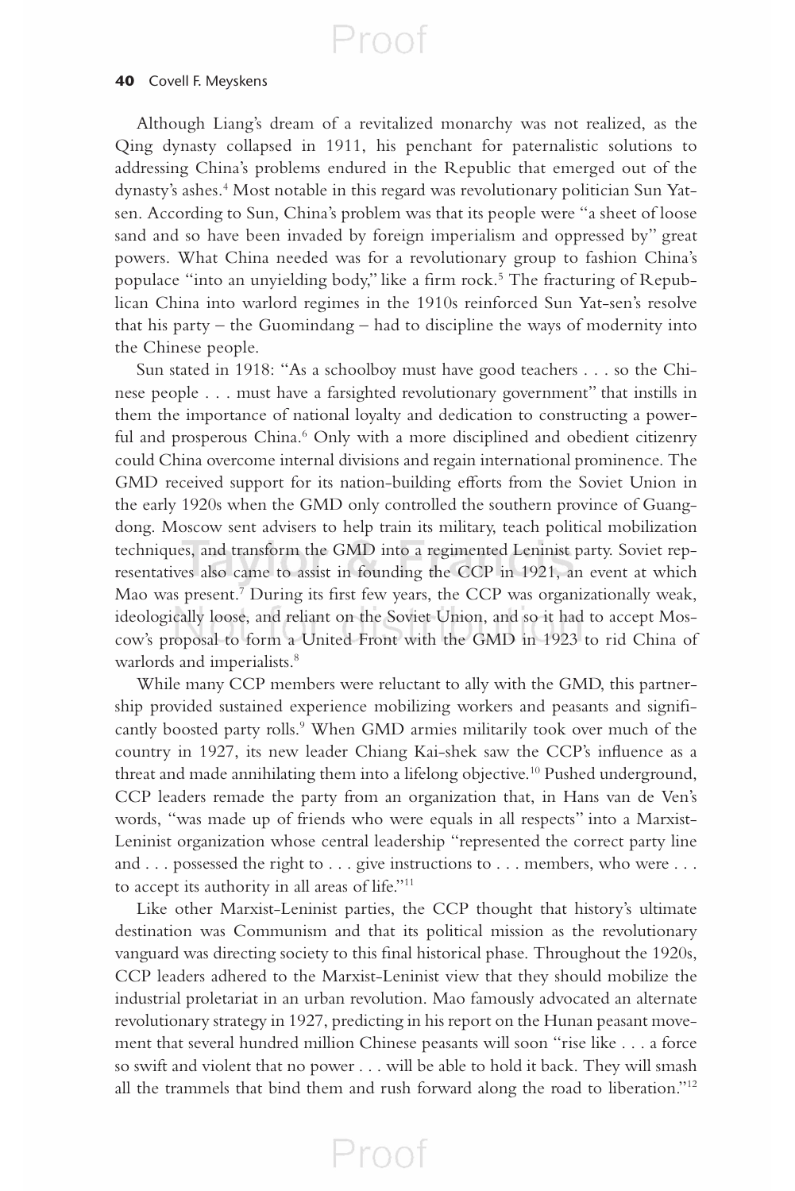Although Liang's dream of a revitalized monarchy was not realized, as the Qing dynasty collapsed in 1911, his penchant for paternalistic solutions to addressing China's problems endured in the Republic that emerged out of the dynasty's ashes.[4] Most notable in this regard was revolutionary politician Sun Yat-sen. According to Sun, China's problem was that its people were "a sheet of loose sand and so have been invaded by foreign imperialism and oppressed by" great powers. What China needed was for a revolutionary group to fashion China's populace "into an unyielding body," like a firm rock.[5] The fracturing of Republican China into warlord regimes in the 1910s reinforced Sun Yat-sen's resolve that his party – the Guomindang – had to discipline the ways of modernity into the Chinese people.

Sun stated in 1918: "As a schoolboy must have good teachers . . . so the Chinese people . . . must have a farsighted revolutionary government" that instills in them the importance of national loyalty and dedication to constructing a powerful and prosperous China.[6] Only with a more disciplined and obedient citizenry could China overcome internal divisions and regain international prominence. The GMD received support for its nation-building efforts from the Soviet Union in the early 1920s when the GMD only controlled the southern province of Guangdong. Moscow sent advisers to help train its military, teach political mobilization techniques, and transform the GMD into a regimented Leninist party. Soviet representatives also came to assist in founding the CCP in 1921, an event at which Mao was present.[7] During its first few years, the CCP was organizationally weak, ideologically loose, and reliant on the Soviet Union, and so it had to accept Moscow's proposal to form a United Front with the GMD in 1923 to rid China of warlords and imperialists.[8]

While many CCP members were reluctant to ally with the GMD, this partnership provided sustained experience mobilizing workers and peasants and significantly boosted party rolls.[9] When GMD armies militarily took over much of the country in 1927, its new leader Chiang Kai-shek saw the CCP's influence as a threat and made annihilating them into a lifelong objective.[10] Pushed underground, CCP leaders remade the party from an organization that, in Hans van de Ven's words, "was made up of friends who were equals in all respects" into a Marxist-Leninist organization whose central leadership "represented the correct party line and . . . possessed the right to . . . give instructions to . . . members, who were . . . to accept its authority in all areas of life."[11]

Like other Marxist-Leninist parties, the CCP thought that history's ultimate destination was Communism and that its political mission as the revolutionary vanguard was directing society to this final historical phase. Throughout the 1920s, CCP leaders adhered to the Marxist-Leninist view that they should mobilize the industrial proletariat in an urban revolution. Mao famously advocated an alternate revolutionary strategy in 1927, predicting in his report on the Hunan peasant movement that several hundred million Chinese peasants will soon "rise like . . . a force so swift and violent that no power . . . will be able to hold it back. They will smash all the trammels that bind them and rush forward along the road to liberation."[12]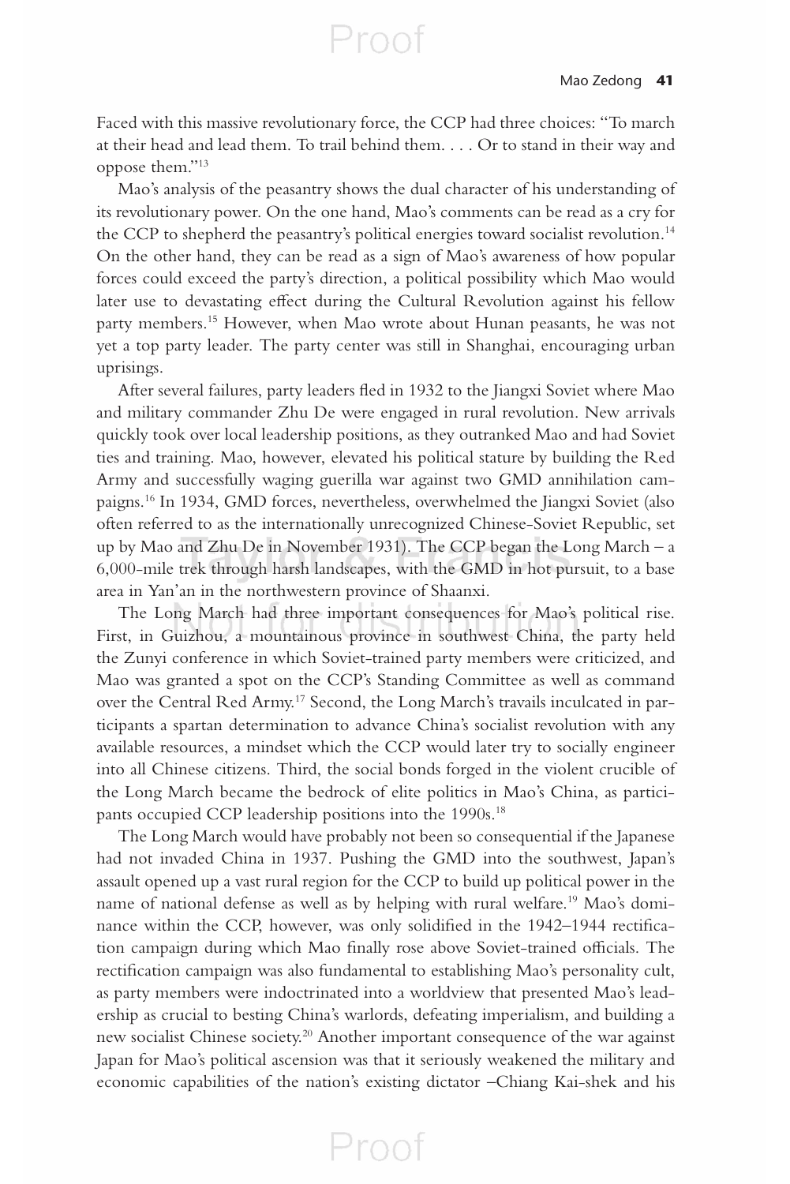Faced with this massive revolutionary force, the CCP had three choices: "To march at their head and lead them. To trail behind them. . . . Or to stand in their way and oppose them."[13]

Mao's analysis of the peasantry shows the dual character of his understanding of its revolutionary power. On the one hand, Mao's comments can be read as a cry for the CCP to shepherd the peasantry's political energies toward socialist revolution.[14] On the other hand, they can be read as a sign of Mao's awareness of how popular forces could exceed the party's direction, a political possibility which Mao would later use to devastating effect during the Cultural Revolution against his fellow party members.[15] However, when Mao wrote about Hunan peasants, he was not yet a top party leader. The party center was still in Shanghai, encouraging urban uprisings.

After several failures, party leaders fled in 1932 to the Jiangxi Soviet where Mao and military commander Zhu De were engaged in rural revolution. New arrivals quickly took over local leadership positions, as they outranked Mao and had Soviet ties and training. Mao, however, elevated his political stature by building the Red Army and successfully waging guerilla war against two GMD annihilation campaigns.[16] In 1934, GMD forces, nevertheless, overwhelmed the Jiangxi Soviet (also often referred to as the internationally unrecognized Chinese-Soviet Republic, set up by Mao and Zhu De in November 1931). The CCP began the Long March – a 6,000-mile trek through harsh landscapes, with the GMD in hot pursuit, to a base area in Yan'an in the northwestern province of Shaanxi.

The Long March had three important consequences for Mao's political rise. First, in Guizhou, a mountainous province in southwest China, the party held the Zunyi conference in which Soviet-trained party members were criticized, and Mao was granted a spot on the CCP's Standing Committee as well as command over the Central Red Army.[17] Second, the Long March's travails inculcated in participants a spartan determination to advance China's socialist revolution with any available resources, a mindset which the CCP would later try to socially engineer into all Chinese citizens. Third, the social bonds forged in the violent crucible of the Long March became the bedrock of elite politics in Mao's China, as participants occupied CCP leadership positions into the 1990s.[18]

The Long March would have probably not been so consequential if the Japanese had not invaded China in 1937. Pushing the GMD into the southwest, Japan's assault opened up a vast rural region for the CCP to build up political power in the name of national defense as well as by helping with rural welfare.[19] Mao's dominance within the CCP, however, was only solidified in the 1942–1944 rectification campaign during which Mao finally rose above Soviet-trained officials. The rectification campaign was also fundamental to establishing Mao's personality cult, as party members were indoctrinated into a worldview that presented Mao's leadership as crucial to besting China's warlords, defeating imperialism, and building a new socialist Chinese society.[20] Another important consequence of the war against Japan for Mao's political ascension was that it seriously weakened the military and economic capabilities of the nation's existing dictator –Chiang Kai-shek and his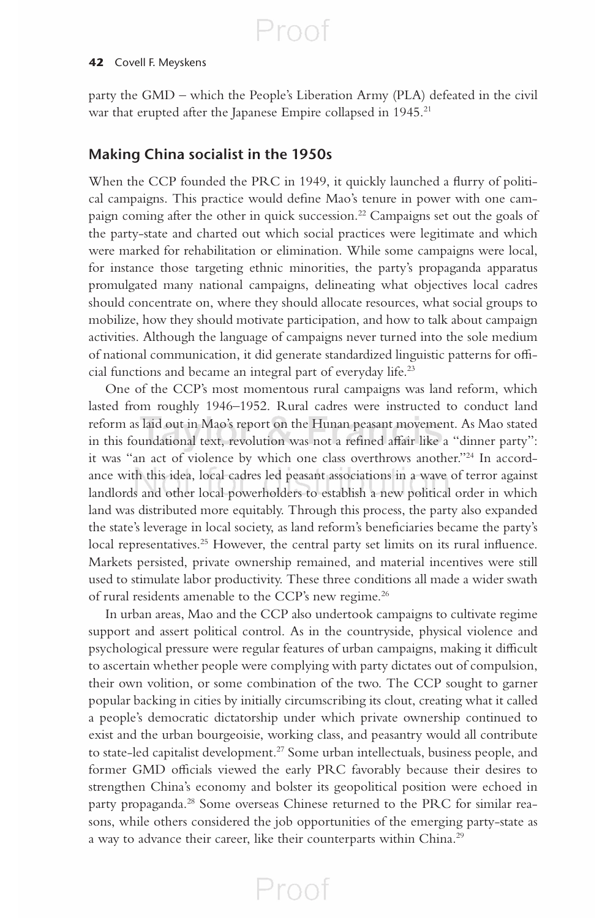party the GMD – which the People's Liberation Army (PLA) defeated in the civil war that erupted after the Japanese Empire collapsed in 1945.[21]

## Making China socialist in the 1950s

When the CCP founded the PRC in 1949, it quickly launched a flurry of political campaigns. This practice would define Mao's tenure in power with one campaign coming after the other in quick succession.[22] Campaigns set out the goals of the party-state and charted out which social practices were legitimate and which were marked for rehabilitation or elimination. While some campaigns were local, for instance those targeting ethnic minorities, the party's propaganda apparatus promulgated many national campaigns, delineating what objectives local cadres should concentrate on, where they should allocate resources, what social groups to mobilize, how they should motivate participation, and how to talk about campaign activities. Although the language of campaigns never turned into the sole medium of national communication, it did generate standardized linguistic patterns for official functions and became an integral part of everyday life.[23]

One of the CCP's most momentous rural campaigns was land reform, which lasted from roughly 1946–1952. Rural cadres were instructed to conduct land reform as laid out in Mao's report on the Hunan peasant movement. As Mao stated in this foundational text, revolution was not a refined affair like a "dinner party": it was "an act of violence by which one class overthrows another."[24] In accordance with this idea, local cadres led peasant associations in a wave of terror against landlords and other local powerholders to establish a new political order in which land was distributed more equitably. Through this process, the party also expanded the state's leverage in local society, as land reform's beneficiaries became the party's local representatives.[25] However, the central party set limits on its rural influence. Markets persisted, private ownership remained, and material incentives were still used to stimulate labor productivity. These three conditions all made a wider swath of rural residents amenable to the CCP's new regime.[26]

In urban areas, Mao and the CCP also undertook campaigns to cultivate regime support and assert political control. As in the countryside, physical violence and psychological pressure were regular features of urban campaigns, making it difficult to ascertain whether people were complying with party dictates out of compulsion, their own volition, or some combination of the two. The CCP sought to garner popular backing in cities by initially circumscribing its clout, creating what it called a people's democratic dictatorship under which private ownership continued to exist and the urban bourgeoisie, working class, and peasantry would all contribute to state-led capitalist development.[27] Some urban intellectuals, business people, and former GMD officials viewed the early PRC favorably because their desires to strengthen China's economy and bolster its geopolitical position were echoed in party propaganda.[28] Some overseas Chinese returned to the PRC for similar reasons, while others considered the job opportunities of the emerging party-state as a way to advance their career, like their counterparts within China.[29]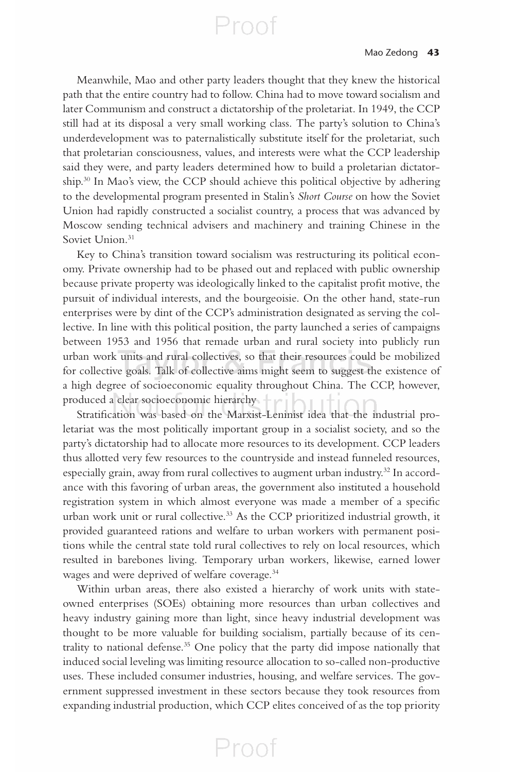Meanwhile, Mao and other party leaders thought that they knew the historical path that the entire country had to follow. China had to move toward socialism and later Communism and construct a dictatorship of the proletariat. In 1949, the CCP still had at its disposal a very small working class. The party's solution to China's underdevelopment was to paternalistically substitute itself for the proletariat, such that proletarian consciousness, values, and interests were what the CCP leadership said they were, and party leaders determined how to build a proletarian dictatorship.[30] In Mao's view, the CCP should achieve this political objective by adhering to the developmental program presented in Stalin's *Short Course* on how the Soviet Union had rapidly constructed a socialist country, a process that was advanced by Moscow sending technical advisers and machinery and training Chinese in the Soviet Union.[31]

Key to China's transition toward socialism was restructuring its political economy. Private ownership had to be phased out and replaced with public ownership because private property was ideologically linked to the capitalist profit motive, the pursuit of individual interests, and the bourgeoisie. On the other hand, state-run enterprises were by dint of the CCP's administration designated as serving the collective. In line with this political position, the party launched a series of campaigns between 1953 and 1956 that remade urban and rural society into publicly run urban work units and rural collectives, so that their resources could be mobilized for collective goals. Talk of collective aims might seem to suggest the existence of a high degree of socioeconomic equality throughout China. The CCP, however, produced a clear socioeconomic hierarchy

Stratification was based on the Marxist-Leninist idea that the industrial proletariat was the most politically important group in a socialist society, and so the party's dictatorship had to allocate more resources to its development. CCP leaders thus allotted very few resources to the countryside and instead funneled resources, especially grain, away from rural collectives to augment urban industry.[32] In accordance with this favoring of urban areas, the government also instituted a household registration system in which almost everyone was made a member of a specific urban work unit or rural collective.[33] As the CCP prioritized industrial growth, it provided guaranteed rations and welfare to urban workers with permanent positions while the central state told rural collectives to rely on local resources, which resulted in barebones living. Temporary urban workers, likewise, earned lower wages and were deprived of welfare coverage.[34]

Within urban areas, there also existed a hierarchy of work units with state-owned enterprises (SOEs) obtaining more resources than urban collectives and heavy industry gaining more than light, since heavy industrial development was thought to be more valuable for building socialism, partially because of its centrality to national defense.[35] One policy that the party did impose nationally that induced social leveling was limiting resource allocation to so-called non-productive uses. These included consumer industries, housing, and welfare services. The government suppressed investment in these sectors because they took resources from expanding industrial production, which CCP elites conceived of as the top priority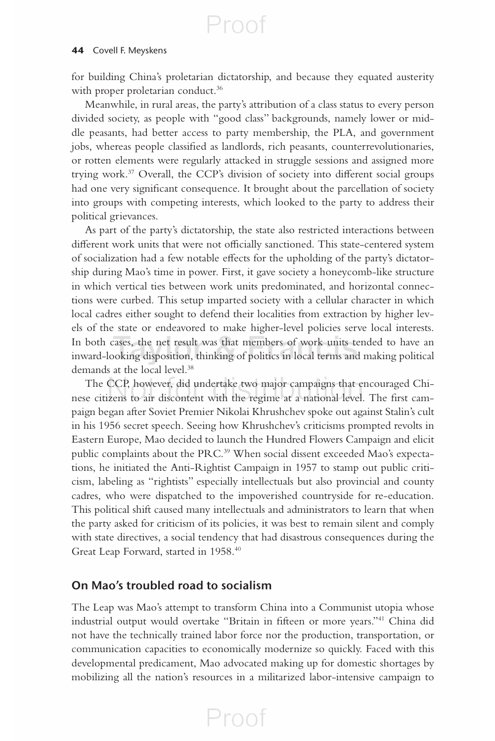for building China's proletarian dictatorship, and because they equated austerity with proper proletarian conduct.[36]

Meanwhile, in rural areas, the party's attribution of a class status to every person divided society, as people with "good class" backgrounds, namely lower or middle peasants, had better access to party membership, the PLA, and government jobs, whereas people classified as landlords, rich peasants, counterrevolutionaries, or rotten elements were regularly attacked in struggle sessions and assigned more trying work.[37] Overall, the CCP's division of society into different social groups had one very significant consequence. It brought about the parcellation of society into groups with competing interests, which looked to the party to address their political grievances.

As part of the party's dictatorship, the state also restricted interactions between different work units that were not officially sanctioned. This state-centered system of socialization had a few notable effects for the upholding of the party's dictatorship during Mao's time in power. First, it gave society a honeycomb-like structure in which vertical ties between work units predominated, and horizontal connections were curbed. This setup imparted society with a cellular character in which local cadres either sought to defend their localities from extraction by higher levels of the state or endeavored to make higher-level policies serve local interests. In both cases, the net result was that members of work units tended to have an inward-looking disposition, thinking of politics in local terms and making political demands at the local level.[38]

The CCP, however, did undertake two major campaigns that encouraged Chinese citizens to air discontent with the regime at a national level. The first campaign began after Soviet Premier Nikolai Khrushchev spoke out against Stalin's cult in his 1956 secret speech. Seeing how Khrushchev's criticisms prompted revolts in Eastern Europe, Mao decided to launch the Hundred Flowers Campaign and elicit public complaints about the PRC.[39] When social dissent exceeded Mao's expectations, he initiated the Anti-Rightist Campaign in 1957 to stamp out public criticism, labeling as "rightists" especially intellectuals but also provincial and county cadres, who were dispatched to the impoverished countryside for re-education. This political shift caused many intellectuals and administrators to learn that when the party asked for criticism of its policies, it was best to remain silent and comply with state directives, a social tendency that had disastrous consequences during the Great Leap Forward, started in 1958.[40]

## On Mao's troubled road to socialism

The Leap was Mao's attempt to transform China into a Communist utopia whose industrial output would overtake "Britain in fifteen or more years."[41] China did not have the technically trained labor force nor the production, transportation, or communication capacities to economically modernize so quickly. Faced with this developmental predicament, Mao advocated making up for domestic shortages by mobilizing all the nation's resources in a militarized labor-intensive campaign to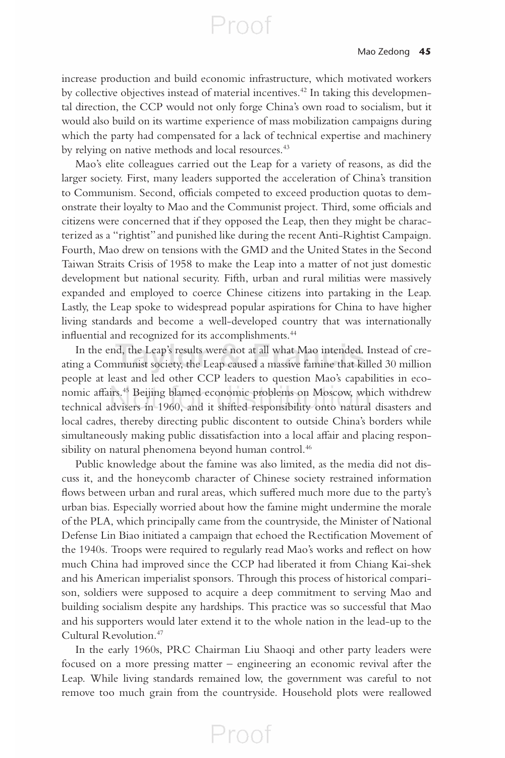increase production and build economic infrastructure, which motivated workers by collective objectives instead of material incentives.[42] In taking this developmental direction, the CCP would not only forge China's own road to socialism, but it would also build on its wartime experience of mass mobilization campaigns during which the party had compensated for a lack of technical expertise and machinery by relying on native methods and local resources.[43]

Mao's elite colleagues carried out the Leap for a variety of reasons, as did the larger society. First, many leaders supported the acceleration of China's transition to Communism. Second, officials competed to exceed production quotas to demonstrate their loyalty to Mao and the Communist project. Third, some officials and citizens were concerned that if they opposed the Leap, then they might be characterized as a "rightist" and punished like during the recent Anti-Rightist Campaign. Fourth, Mao drew on tensions with the GMD and the United States in the Second Taiwan Straits Crisis of 1958 to make the Leap into a matter of not just domestic development but national security. Fifth, urban and rural militias were massively expanded and employed to coerce Chinese citizens into partaking in the Leap. Lastly, the Leap spoke to widespread popular aspirations for China to have higher living standards and become a well-developed country that was internationally influential and recognized for its accomplishments.[44]

In the end, the Leap's results were not at all what Mao intended. Instead of creating a Communist society, the Leap caused a massive famine that killed 30 million people at least and led other CCP leaders to question Mao's capabilities in economic affairs.[45] Beijing blamed economic problems on Moscow, which withdrew technical advisers in 1960, and it shifted responsibility onto natural disasters and local cadres, thereby directing public discontent to outside China's borders while simultaneously making public dissatisfaction into a local affair and placing responsibility on natural phenomena beyond human control.[46]

Public knowledge about the famine was also limited, as the media did not discuss it, and the honeycomb character of Chinese society restrained information flows between urban and rural areas, which suffered much more due to the party's urban bias. Especially worried about how the famine might undermine the morale of the PLA, which principally came from the countryside, the Minister of National Defense Lin Biao initiated a campaign that echoed the Rectification Movement of the 1940s. Troops were required to regularly read Mao's works and reflect on how much China had improved since the CCP had liberated it from Chiang Kai-shek and his American imperialist sponsors. Through this process of historical comparison, soldiers were supposed to acquire a deep commitment to serving Mao and building socialism despite any hardships. This practice was so successful that Mao and his supporters would later extend it to the whole nation in the lead-up to the Cultural Revolution.[47]

In the early 1960s, PRC Chairman Liu Shaoqi and other party leaders were focused on a more pressing matter – engineering an economic revival after the Leap. While living standards remained low, the government was careful to not remove too much grain from the countryside. Household plots were reallowed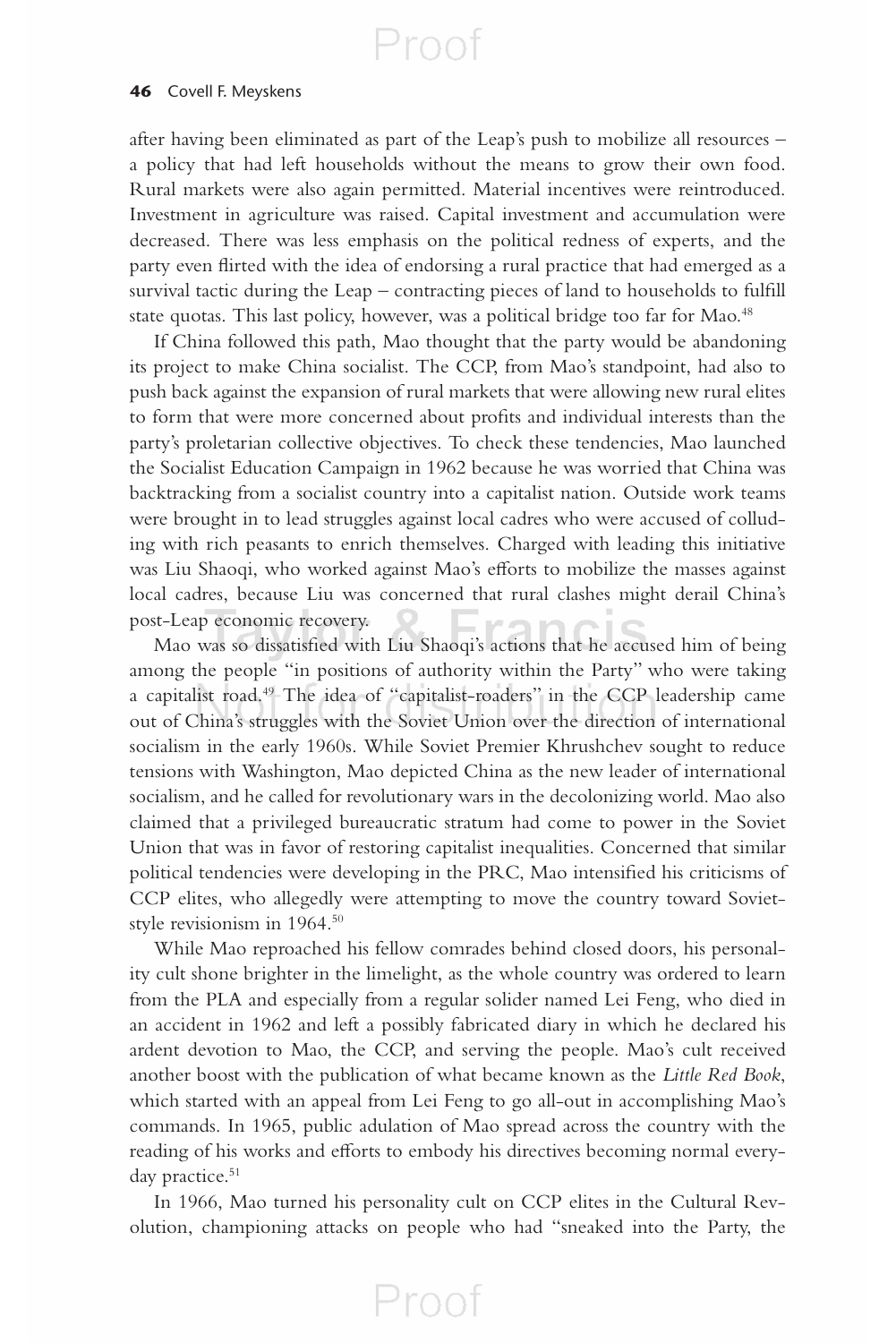after having been eliminated as part of the Leap's push to mobilize all resources – a policy that had left households without the means to grow their own food. Rural markets were also again permitted. Material incentives were reintroduced. Investment in agriculture was raised. Capital investment and accumulation were decreased. There was less emphasis on the political redness of experts, and the party even flirted with the idea of endorsing a rural practice that had emerged as a survival tactic during the Leap – contracting pieces of land to households to fulfill state quotas. This last policy, however, was a political bridge too far for Mao.[48]

If China followed this path, Mao thought that the party would be abandoning its project to make China socialist. The CCP, from Mao's standpoint, had also to push back against the expansion of rural markets that were allowing new rural elites to form that were more concerned about profits and individual interests than the party's proletarian collective objectives. To check these tendencies, Mao launched the Socialist Education Campaign in 1962 because he was worried that China was backtracking from a socialist country into a capitalist nation. Outside work teams were brought in to lead struggles against local cadres who were accused of colluding with rich peasants to enrich themselves. Charged with leading this initiative was Liu Shaoqi, who worked against Mao's efforts to mobilize the masses against local cadres, because Liu was concerned that rural clashes might derail China's post-Leap economic recovery.

Mao was so dissatisfied with Liu Shaoqi's actions that he accused him of being among the people "in positions of authority within the Party" who were taking a capitalist road.[49] The idea of "capitalist-roaders" in the CCP leadership came out of China's struggles with the Soviet Union over the direction of international socialism in the early 1960s. While Soviet Premier Khrushchev sought to reduce tensions with Washington, Mao depicted China as the new leader of international socialism, and he called for revolutionary wars in the decolonizing world. Mao also claimed that a privileged bureaucratic stratum had come to power in the Soviet Union that was in favor of restoring capitalist inequalities. Concerned that similar political tendencies were developing in the PRC, Mao intensified his criticisms of CCP elites, who allegedly were attempting to move the country toward Soviet-style revisionism in 1964.[50]

While Mao reproached his fellow comrades behind closed doors, his personality cult shone brighter in the limelight, as the whole country was ordered to learn from the PLA and especially from a regular solider named Lei Feng, who died in an accident in 1962 and left a possibly fabricated diary in which he declared his ardent devotion to Mao, the CCP, and serving the people. Mao's cult received another boost with the publication of what became known as the *Little Red Book*, which started with an appeal from Lei Feng to go all-out in accomplishing Mao's commands. In 1965, public adulation of Mao spread across the country with the reading of his works and efforts to embody his directives becoming normal everyday practice.[51]

In 1966, Mao turned his personality cult on CCP elites in the Cultural Revolution, championing attacks on people who had "sneaked into the Party, the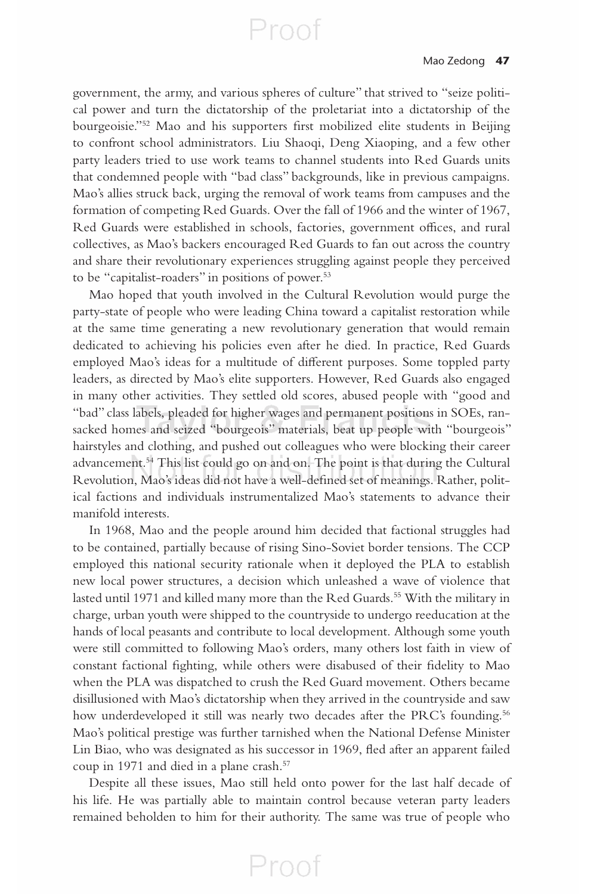government, the army, and various spheres of culture" that strived to "seize political power and turn the dictatorship of the proletariat into a dictatorship of the bourgeoisie."[52] Mao and his supporters first mobilized elite students in Beijing to confront school administrators. Liu Shaoqi, Deng Xiaoping, and a few other party leaders tried to use work teams to channel students into Red Guards units that condemned people with "bad class" backgrounds, like in previous campaigns. Mao's allies struck back, urging the removal of work teams from campuses and the formation of competing Red Guards. Over the fall of 1966 and the winter of 1967, Red Guards were established in schools, factories, government offices, and rural collectives, as Mao's backers encouraged Red Guards to fan out across the country and share their revolutionary experiences struggling against people they perceived to be "capitalist-roaders" in positions of power.[53]

Mao hoped that youth involved in the Cultural Revolution would purge the party-state of people who were leading China toward a capitalist restoration while at the same time generating a new revolutionary generation that would remain dedicated to achieving his policies even after he died. In practice, Red Guards employed Mao's ideas for a multitude of different purposes. Some toppled party leaders, as directed by Mao's elite supporters. However, Red Guards also engaged in many other activities. They settled old scores, abused people with "good and "bad" class labels, pleaded for higher wages and permanent positions in SOEs, ransacked homes and seized "bourgeois" materials, beat up people with "bourgeois" hairstyles and clothing, and pushed out colleagues who were blocking their career advancement.[54] This list could go on and on. The point is that during the Cultural Revolution, Mao's ideas did not have a well-defined set of meanings. Rather, political factions and individuals instrumentalized Mao's statements to advance their manifold interests.

In 1968, Mao and the people around him decided that factional struggles had to be contained, partially because of rising Sino-Soviet border tensions. The CCP employed this national security rationale when it deployed the PLA to establish new local power structures, a decision which unleashed a wave of violence that lasted until 1971 and killed many more than the Red Guards.[55] With the military in charge, urban youth were shipped to the countryside to undergo reeducation at the hands of local peasants and contribute to local development. Although some youth were still committed to following Mao's orders, many others lost faith in view of constant factional fighting, while others were disabused of their fidelity to Mao when the PLA was dispatched to crush the Red Guard movement. Others became disillusioned with Mao's dictatorship when they arrived in the countryside and saw how underdeveloped it still was nearly two decades after the PRC's founding.[56] Mao's political prestige was further tarnished when the National Defense Minister Lin Biao, who was designated as his successor in 1969, fled after an apparent failed coup in 1971 and died in a plane crash.[57]

Despite all these issues, Mao still held onto power for the last half decade of his life. He was partially able to maintain control because veteran party leaders remained beholden to him for their authority. The same was true of people who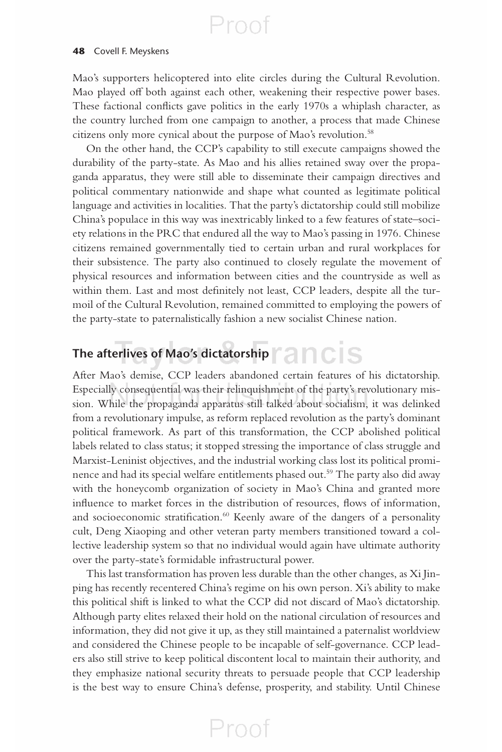Mao's supporters helicoptered into elite circles during the Cultural Revolution. Mao played off both against each other, weakening their respective power bases. These factional conflicts gave politics in the early 1970s a whiplash character, as the country lurched from one campaign to another, a process that made Chinese citizens only more cynical about the purpose of Mao's revolution.[58]

On the other hand, the CCP's capability to still execute campaigns showed the durability of the party-state. As Mao and his allies retained sway over the propaganda apparatus, they were still able to disseminate their campaign directives and political commentary nationwide and shape what counted as legitimate political language and activities in localities. That the party's dictatorship could still mobilize China's populace in this way was inextricably linked to a few features of state–society relations in the PRC that endured all the way to Mao's passing in 1976. Chinese citizens remained governmentally tied to certain urban and rural workplaces for their subsistence. The party also continued to closely regulate the movement of physical resources and information between cities and the countryside as well as within them. Last and most definitely not least, CCP leaders, despite all the turmoil of the Cultural Revolution, remained committed to employing the powers of the party-state to paternalistically fashion a new socialist Chinese nation.

## The afterlives of Mao's dictatorship

After Mao's demise, CCP leaders abandoned certain features of his dictatorship. Especially consequential was their relinquishment of the party's revolutionary mission. While the propaganda apparatus still talked about socialism, it was delinked from a revolutionary impulse, as reform replaced revolution as the party's dominant political framework. As part of this transformation, the CCP abolished political labels related to class status; it stopped stressing the importance of class struggle and Marxist-Leninist objectives, and the industrial working class lost its political prominence and had its special welfare entitlements phased out.[59] The party also did away with the honeycomb organization of society in Mao's China and granted more influence to market forces in the distribution of resources, flows of information, and socioeconomic stratification.[60] Keenly aware of the dangers of a personality cult, Deng Xiaoping and other veteran party members transitioned toward a collective leadership system so that no individual would again have ultimate authority over the party-state's formidable infrastructural power.

This last transformation has proven less durable than the other changes, as Xi Jinping has recently recentered China's regime on his own person. Xi's ability to make this political shift is linked to what the CCP did not discard of Mao's dictatorship. Although party elites relaxed their hold on the national circulation of resources and information, they did not give it up, as they still maintained a paternalist worldview and considered the Chinese people to be incapable of self-governance. CCP leaders also still strive to keep political discontent local to maintain their authority, and they emphasize national security threats to persuade people that CCP leadership is the best way to ensure China's defense, prosperity, and stability. Until Chinese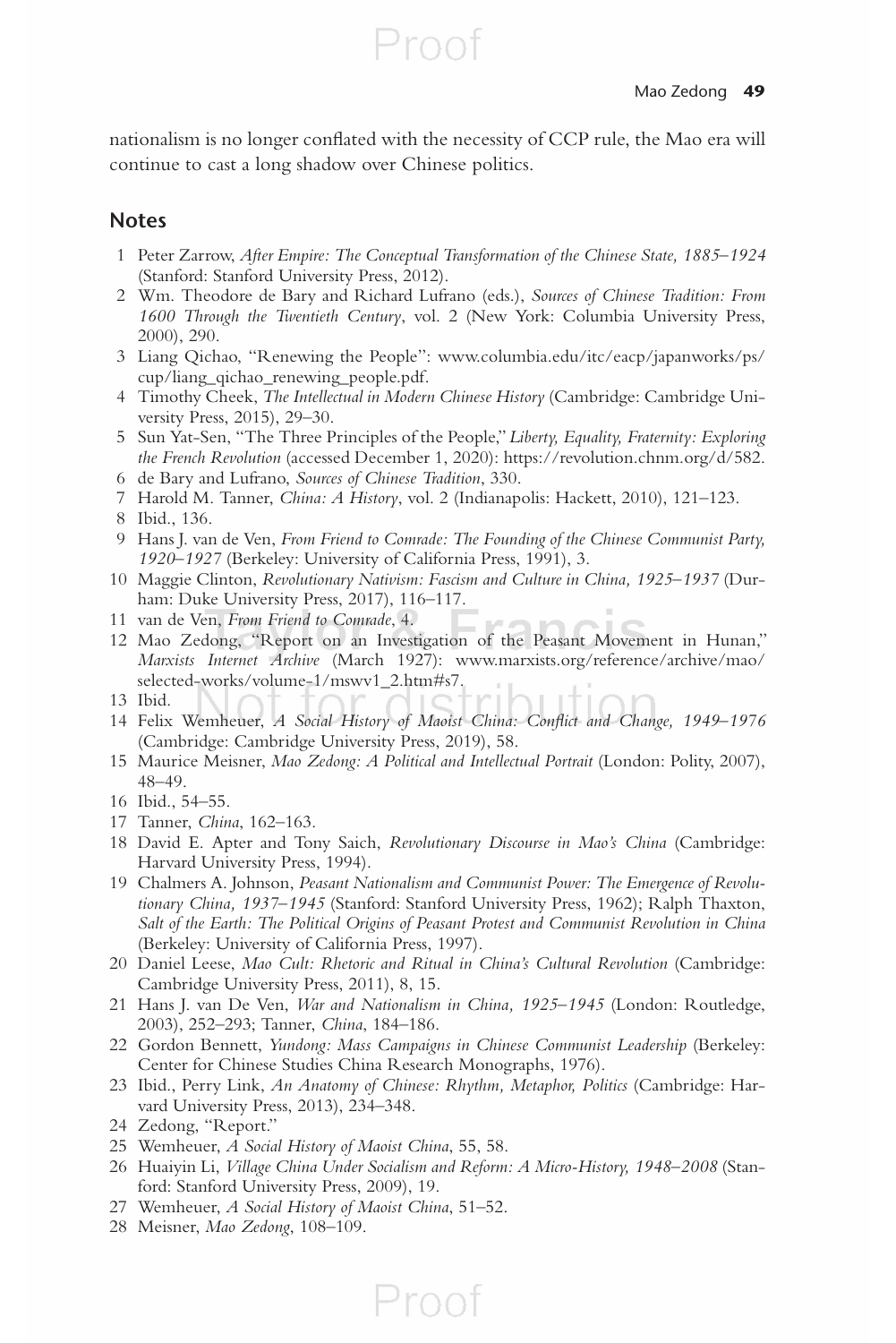nationalism is no longer conflated with the necessity of CCP rule, the Mao era will continue to cast a long shadow over Chinese politics.

## Notes

1. Peter Zarrow, *After Empire: The Conceptual Transformation of the Chinese State, 1885–1924* (Stanford: Stanford University Press, 2012).
2. Wm. Theodore de Bary and Richard Lufrano (eds.), *Sources of Chinese Tradition: From 1600 Through the Twentieth Century*, vol. 2 (New York: Columbia University Press, 2000), 290.
3. Liang Qichao, "Renewing the People": www.columbia.edu/itc/eacp/japanworks/ps/cup/liang_qichao_renewing_people.pdf.
4. Timothy Cheek, *The Intellectual in Modern Chinese History* (Cambridge: Cambridge University Press, 2015), 29–30.
5. Sun Yat-Sen, "The Three Principles of the People," *Liberty, Equality, Fraternity: Exploring the French Revolution* (accessed December 1, 2020): https://revolution.chnm.org/d/582.
6. de Bary and Lufrano, *Sources of Chinese Tradition*, 330.
7. Harold M. Tanner, *China: A History*, vol. 2 (Indianapolis: Hackett, 2010), 121–123.
8. Ibid., 136.
9. Hans J. van de Ven, *From Friend to Comrade: The Founding of the Chinese Communist Party, 1920–1927* (Berkeley: University of California Press, 1991), 3.
10. Maggie Clinton, *Revolutionary Nativism: Fascism and Culture in China, 1925–1937* (Durham: Duke University Press, 2017), 116–117.
11. van de Ven, *From Friend to Comrade*, 4.
12. Mao Zedong, "Report on an Investigation of the Peasant Movement in Hunan," *Marxists Internet Archive* (March 1927): www.marxists.org/reference/archive/mao/selected-works/volume-1/mswv1_2.htm#s7.
13. Ibid.
14. Felix Wemheuer, *A Social History of Maoist China: Conflict and Change, 1949–1976* (Cambridge: Cambridge University Press, 2019), 58.
15. Maurice Meisner, *Mao Zedong: A Political and Intellectual Portrait* (London: Polity, 2007), 48–49.
16. Ibid., 54–55.
17. Tanner, *China*, 162–163.
18. David E. Apter and Tony Saich, *Revolutionary Discourse in Mao's China* (Cambridge: Harvard University Press, 1994).
19. Chalmers A. Johnson, *Peasant Nationalism and Communist Power: The Emergence of Revolutionary China, 1937–1945* (Stanford: Stanford University Press, 1962); Ralph Thaxton, *Salt of the Earth: The Political Origins of Peasant Protest and Communist Revolution in China* (Berkeley: University of California Press, 1997).
20. Daniel Leese, *Mao Cult: Rhetoric and Ritual in China's Cultural Revolution* (Cambridge: Cambridge University Press, 2011), 8, 15.
21. Hans J. van De Ven, *War and Nationalism in China, 1925–1945* (London: Routledge, 2003), 252–293; Tanner, *China*, 184–186.
22. Gordon Bennett, *Yundong: Mass Campaigns in Chinese Communist Leadership* (Berkeley: Center for Chinese Studies China Research Monographs, 1976).
23. Ibid., Perry Link, *An Anatomy of Chinese: Rhythm, Metaphor, Politics* (Cambridge: Harvard University Press, 2013), 234–348.
24. Zedong, "Report."
25. Wemheuer, *A Social History of Maoist China*, 55, 58.
26. Huaiyin Li, *Village China Under Socialism and Reform: A Micro-History, 1948–2008* (Stanford: Stanford University Press, 2009), 19.
27. Wemheuer, *A Social History of Maoist China*, 51–52.
28. Meisner, *Mao Zedong*, 108–109.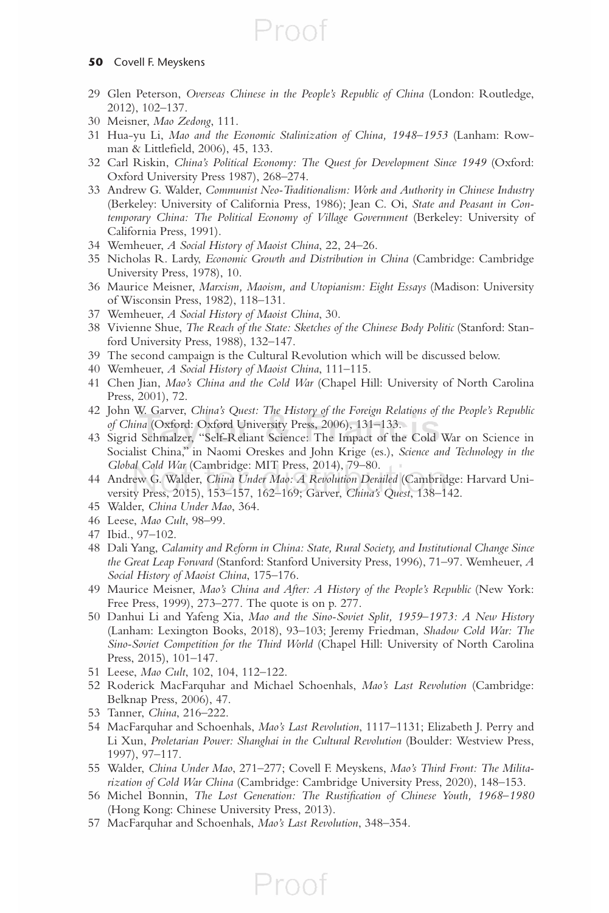29 Glen Peterson, *Overseas Chinese in the People's Republic of China* (London: Routledge, 2012), 102–137.
30 Meisner, *Mao Zedong*, 111.
31 Hua-yu Li, *Mao and the Economic Stalinization of China, 1948–1953* (Lanham: Rowman & Littlefield, 2006), 45, 133.
32 Carl Riskin, *China's Political Economy: The Quest for Development Since 1949* (Oxford: Oxford University Press 1987), 268–274.
33 Andrew G. Walder, *Communist Neo-Traditionalism: Work and Authority in Chinese Industry* (Berkeley: University of California Press, 1986); Jean C. Oi, *State and Peasant in Contemporary China: The Political Economy of Village Government* (Berkeley: University of California Press, 1991).
34 Wemheuer, *A Social History of Maoist China*, 22, 24–26.
35 Nicholas R. Lardy, *Economic Growth and Distribution in China* (Cambridge: Cambridge University Press, 1978), 10.
36 Maurice Meisner, *Marxism, Maoism, and Utopianism: Eight Essays* (Madison: University of Wisconsin Press, 1982), 118–131.
37 Wemheuer, *A Social History of Maoist China*, 30.
38 Vivienne Shue, *The Reach of the State: Sketches of the Chinese Body Politic* (Stanford: Stanford University Press, 1988), 132–147.
39 The second campaign is the Cultural Revolution which will be discussed below.
40 Wemheuer, *A Social History of Maoist China*, 111–115.
41 Chen Jian, *Mao's China and the Cold War* (Chapel Hill: University of North Carolina Press, 2001), 72.
42 John W. Garver, *China's Quest: The History of the Foreign Relations of the People's Republic of China* (Oxford: Oxford University Press, 2006), 131–133.
43 Sigrid Schmalzer, "Self-Reliant Science: The Impact of the Cold War on Science in Socialist China," in Naomi Oreskes and John Krige (es.), *Science and Technology in the Global Cold War* (Cambridge: MIT Press, 2014), 79–80.
44 Andrew G. Walder, *China Under Mao: A Revolution Derailed* (Cambridge: Harvard University Press, 2015), 153–157, 162–169; Garver, *China's Quest*, 138–142.
45 Walder, *China Under Mao*, 364.
46 Leese, *Mao Cult*, 98–99.
47 Ibid., 97–102.
48 Dali Yang, *Calamity and Reform in China: State, Rural Society, and Institutional Change Since the Great Leap Forward* (Stanford: Stanford University Press, 1996), 71–97. Wemheuer, *A Social History of Maoist China*, 175–176.
49 Maurice Meisner, *Mao's China and After: A History of the People's Republic* (New York: Free Press, 1999), 273–277. The quote is on p. 277.
50 Danhui Li and Yafeng Xia, *Mao and the Sino-Soviet Split, 1959–1973: A New History* (Lanham: Lexington Books, 2018), 93–103; Jeremy Friedman, *Shadow Cold War: The Sino-Soviet Competition for the Third World* (Chapel Hill: University of North Carolina Press, 2015), 101–147.
51 Leese, *Mao Cult*, 102, 104, 112–122.
52 Roderick MacFarquhar and Michael Schoenhals, *Mao's Last Revolution* (Cambridge: Belknap Press, 2006), 47.
53 Tanner, *China*, 216–222.
54 MacFarquhar and Schoenhals, *Mao's Last Revolution*, 1117–1131; Elizabeth J. Perry and Li Xun, *Proletarian Power: Shanghai in the Cultural Revolution* (Boulder: Westview Press, 1997), 97–117.
55 Walder, *China Under Mao*, 271–277; Covell F. Meyskens, *Mao's Third Front: The Militarization of Cold War China* (Cambridge: Cambridge University Press, 2020), 148–153.
56 Michel Bonnin, *The Lost Generation: The Rustification of Chinese Youth, 1968–1980* (Hong Kong: Chinese University Press, 2013).
57 MacFarquhar and Schoenhals, *Mao's Last Revolution*, 348–354.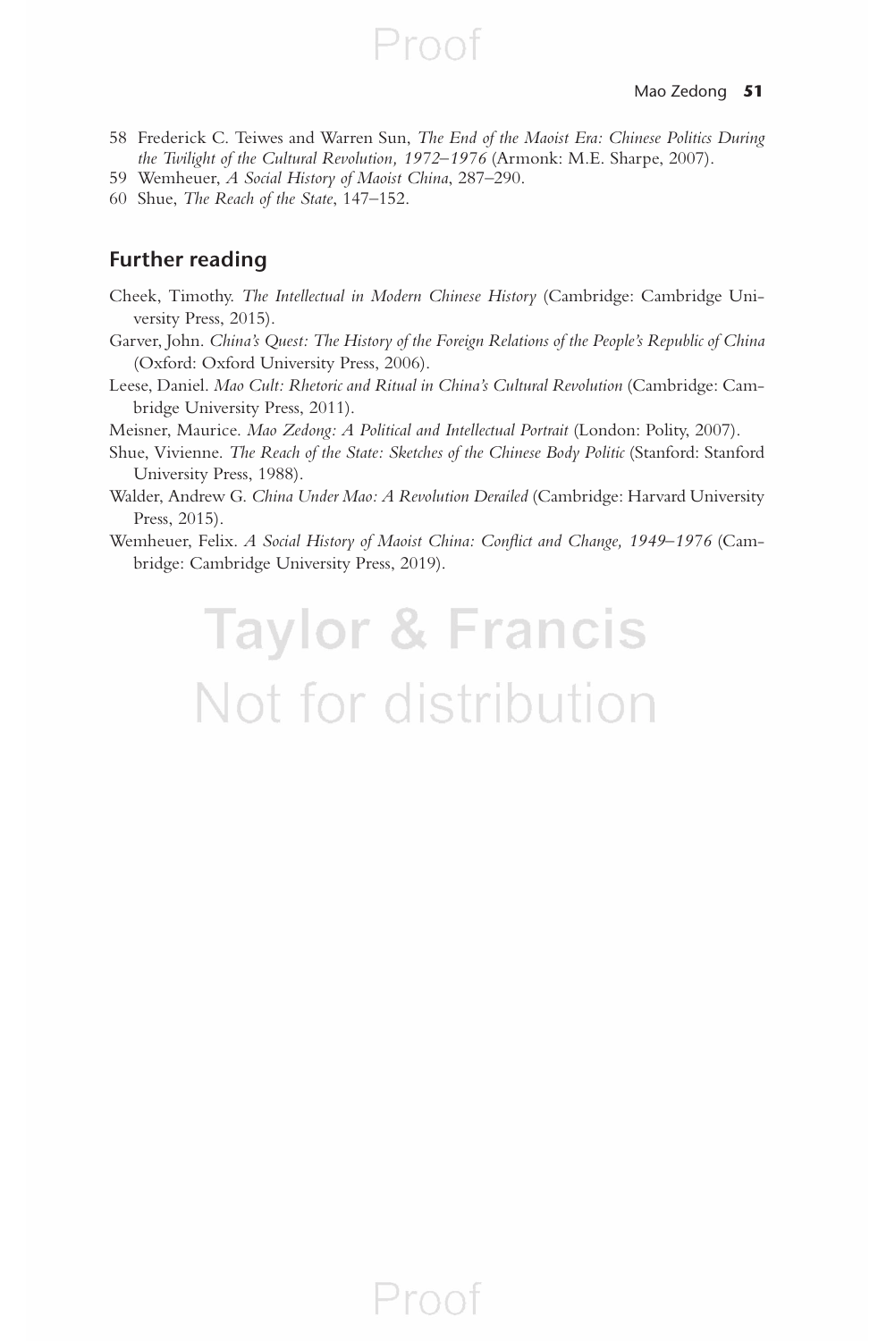58 Frederick C. Teiwes and Warren Sun, *The End of the Maoist Era: Chinese Politics During the Twilight of the Cultural Revolution, 1972–1976* (Armonk: M.E. Sharpe, 2007).

59 Wemheuer, *A Social History of Maoist China*, 287–290.

60 Shue, *The Reach of the State*, 147–152.

## Further reading

Cheek, Timothy. *The Intellectual in Modern Chinese History* (Cambridge: Cambridge University Press, 2015).

Garver, John. *China's Quest: The History of the Foreign Relations of the People's Republic of China* (Oxford: Oxford University Press, 2006).

Leese, Daniel. *Mao Cult: Rhetoric and Ritual in China's Cultural Revolution* (Cambridge: Cambridge University Press, 2011).

Meisner, Maurice. *Mao Zedong: A Political and Intellectual Portrait* (London: Polity, 2007).

Shue, Vivienne. *The Reach of the State: Sketches of the Chinese Body Politic* (Stanford: Stanford University Press, 1988).

Walder, Andrew G. *China Under Mao: A Revolution Derailed* (Cambridge: Harvard University Press, 2015).

Wemheuer, Felix. *A Social History of Maoist China: Conflict and Change, 1949–1976* (Cambridge: Cambridge University Press, 2019).